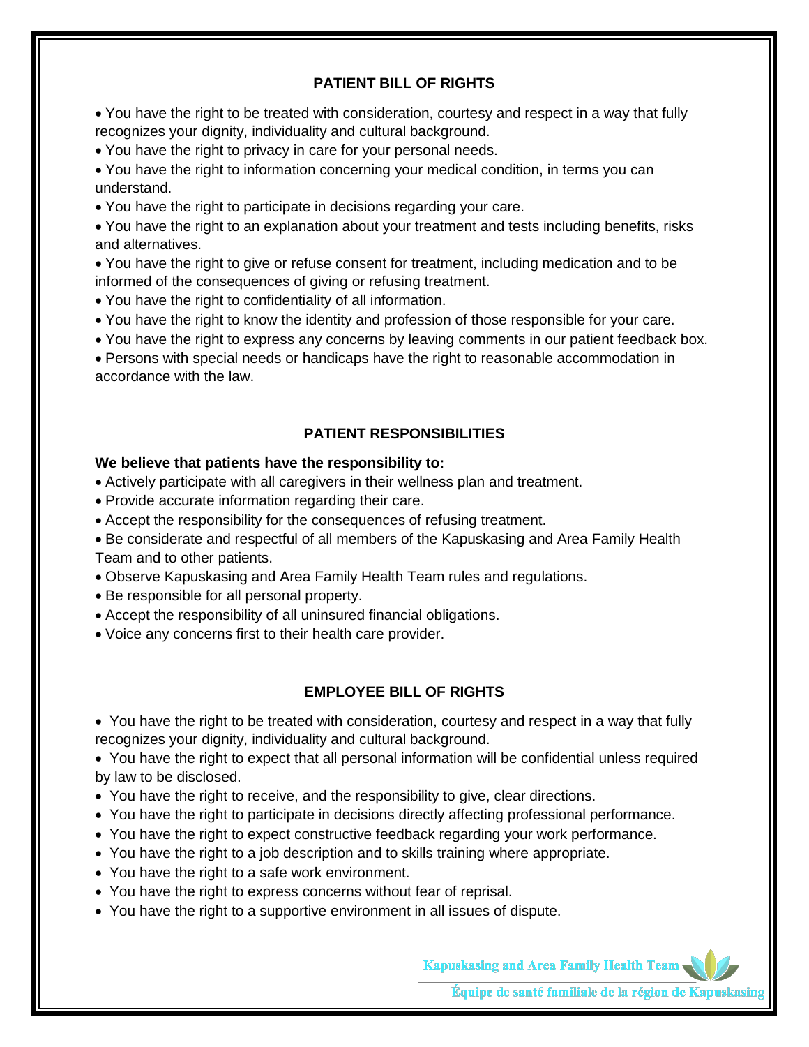## PATIENT BILL OF RIGHTS

- You have the right to be treated with consideration, courtesy and respect in a way that fully recognizes your dignity, individuality and cultural background.
- You have the right to privacy in care for your personal needs.
- You have the right to information concerning your medical condition, in terms you can understand.
- You have the right to participate in decisions regarding your care.
- You have the right to an explanation about your treatment and tests including benefits, risks and alternatives.
- You have the right to give or refuse consent for treatment, including medication and to be informed of the consequences of giving or refusing treatment.
- You have the right to confidentiality of all information.
- You have the right to know the identity and profession of those responsible for your care.
- You have the right to express any concerns by leaving comments in our patient feedback box.
- Persons with special needs or handicaps have the right to reasonable accommodation in accordance with the law.

## PATIENT RESPONSIBILITIES

**We believe that patients have the responsibility to:**

- Actively participate with all caregivers in their wellness plan and treatment.
- Provide accurate information regarding their care.
- Accept the responsibility for the consequences of refusing treatment.
- Be considerate and respectful of all members of the Kapuskasing and Area Family Health Team and to other patients.
- Observe Kapuskasing and Area Family Health Team rules and regulations.
- Be responsible for all personal property.
- Accept the responsibility of all uninsured financial obligations.
- Voice any concerns first to their health care provider.

## EMPLOYEE BILL OF RIGHTS

- You have the right to be treated with consideration, courtesy and respect in a way that fully recognizes your dignity, individuality and cultural background.
- You have the right to expect that all personal information will be confidential unless required by law to be disclosed.
- You have the right to receive, and the responsibility to give, clear directions.
- You have the right to participate in decisions directly affecting professional performance.
- You have the right to expect constructive feedback regarding your work performance.
- You have the right to a job description and to skills training where appropriate.
- You have the right to a safe work environment.
- You have the right to express concerns without fear of reprisal.
- You have the right to a supportive environment in all issues of dispute.

Kapuskasing and Area Family Health Team

Équipe de santé familiale de la région de Kapuskasing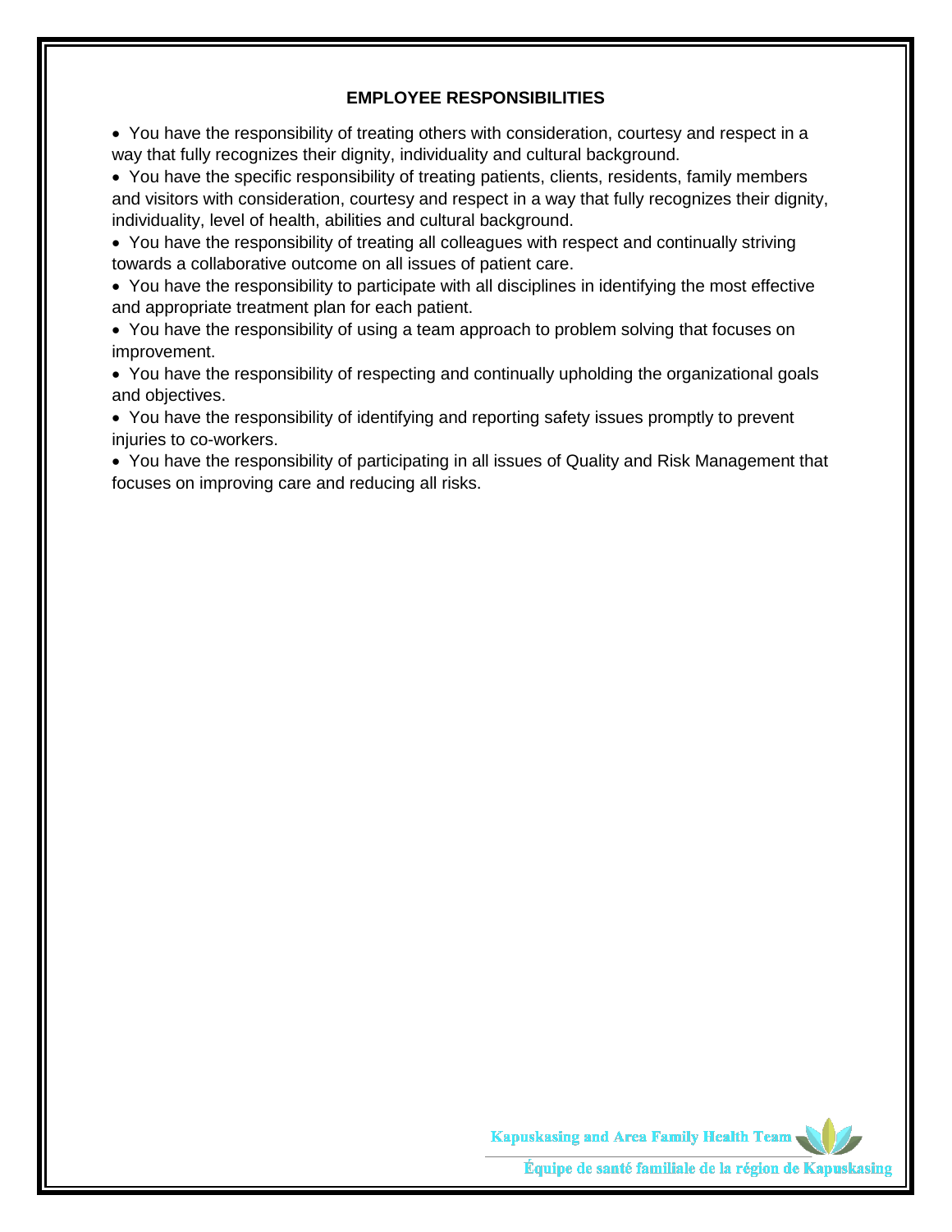## EMPLOYEE RESPONSIBILITIES

- You have the responsibility of treating others with consideration, courtesy and respect in a way that fully recognizes their dignity, individuality and cultural background.
- You have the specific responsibility of treating patients, clients, residents, family members and visitors with consideration, courtesy and respect in a way that fully recognizes their dignity, individuality, level of health, abilities and cultural background.
- You have the responsibility of treating all colleagues with respect and continually striving towards a collaborative outcome on all issues of patient care.
- You have the responsibility to participate with all disciplines in identifying the most effective and appropriate treatment plan for each patient.
- You have the responsibility of using a team approach to problem solving that focuses on improvement.
- You have the responsibility of respecting and continually upholding the organizational goals and objectives.
- You have the responsibility of identifying and reporting safety issues promptly to prevent injuries to co-workers.
- You have the responsibility of participating in all issues of Quality and Risk Management that focuses on improving care and reducing all risks.

Kapuskasing and Area Family Health Team

Équipe de santé familiale de la région de Kapuskasing